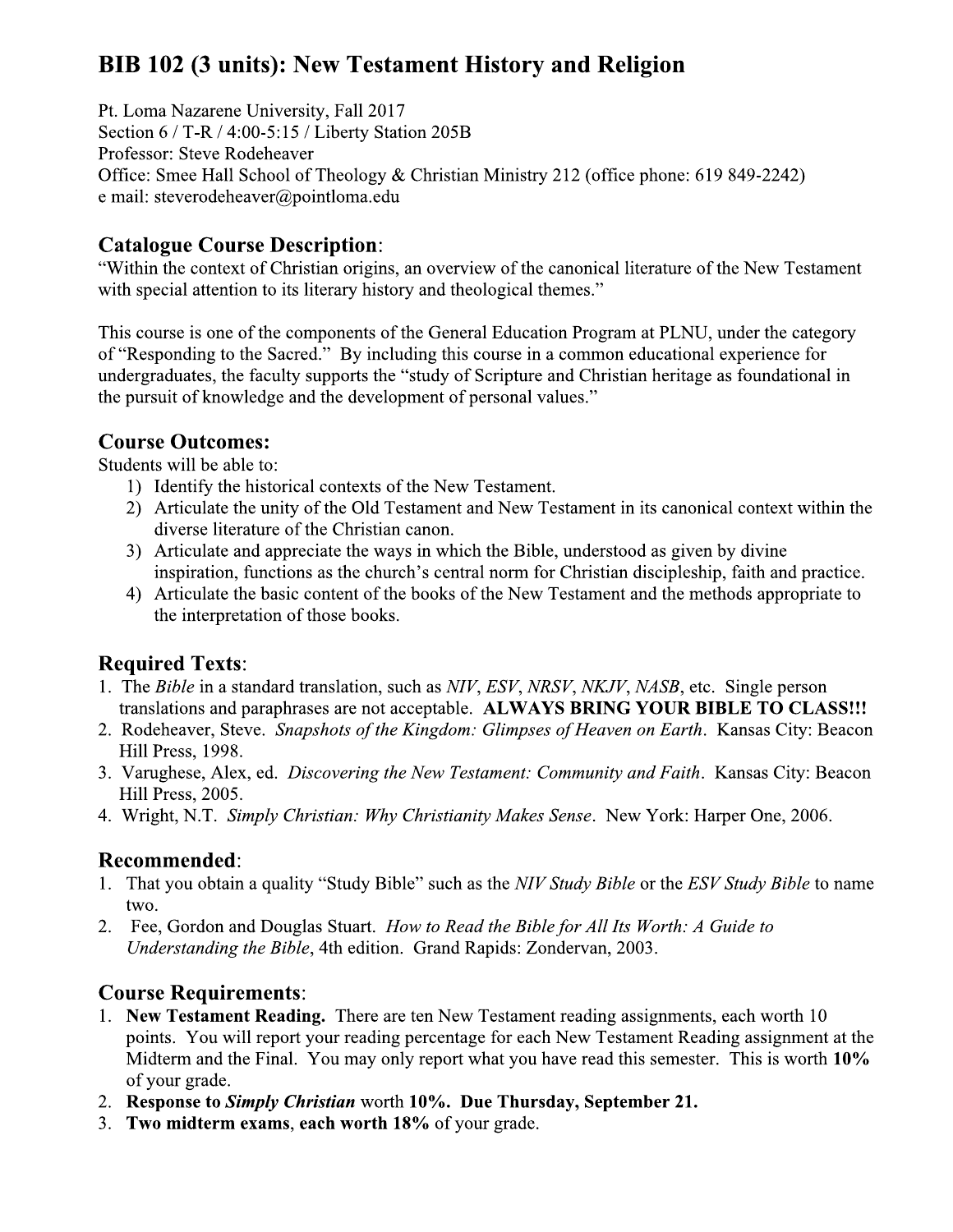# BIB 102 (3 units): New Testament History and Religion

Pt. Loma Nazarene University, Fall 2017
Section 6 / T-R / 4:00-5:15 / Liberty Station 205B
Professor: Steve Rodeheaver
Office: Smee Hall School of Theology & Christian Ministry 212 (office phone: 619 849-2242)
e mail: steverodeheaver@pointloma.edu

## Catalogue Course Description:

"Within the context of Christian origins, an overview of the canonical literature of the New Testament with special attention to its literary history and theological themes."

This course is one of the components of the General Education Program at PLNU, under the category of "Responding to the Sacred." By including this course in a common educational experience for undergraduates, the faculty supports the "study of Scripture and Christian heritage as foundational in the pursuit of knowledge and the development of personal values."

## Course Outcomes:

Students will be able to:

1) Identify the historical contexts of the New Testament.
2) Articulate the unity of the Old Testament and New Testament in its canonical context within the diverse literature of the Christian canon.
3) Articulate and appreciate the ways in which the Bible, understood as given by divine inspiration, functions as the church's central norm for Christian discipleship, faith and practice.
4) Articulate the basic content of the books of the New Testament and the methods appropriate to the interpretation of those books.

## Required Texts:

1. The *Bible* in a standard translation, such as *NIV*, *ESV*, *NRSV*, *NKJV*, *NASB*, etc. Single person translations and paraphrases are not acceptable. **ALWAYS BRING YOUR BIBLE TO CLASS!!!**
2. Rodeheaver, Steve. *Snapshots of the Kingdom: Glimpses of Heaven on Earth*. Kansas City: Beacon Hill Press, 1998.
3. Varughese, Alex, ed. *Discovering the New Testament: Community and Faith*. Kansas City: Beacon Hill Press, 2005.
4. Wright, N.T. *Simply Christian: Why Christianity Makes Sense*. New York: Harper One, 2006.

## Recommended:

1. That you obtain a quality "Study Bible" such as the *NIV Study Bible* or the *ESV Study Bible* to name two.
2. Fee, Gordon and Douglas Stuart. *How to Read the Bible for All Its Worth: A Guide to Understanding the Bible*, 4th edition. Grand Rapids: Zondervan, 2003.

## Course Requirements:

1. **New Testament Reading.** There are ten New Testament reading assignments, each worth 10 points. You will report your reading percentage for each New Testament Reading assignment at the Midterm and the Final. You may only report what you have read this semester. This is worth **10%** of your grade.
2. **Response to *Simply Christian* worth 10%. Due Thursday, September 21.**
3. **Two midterm exams, each worth 18%** of your grade.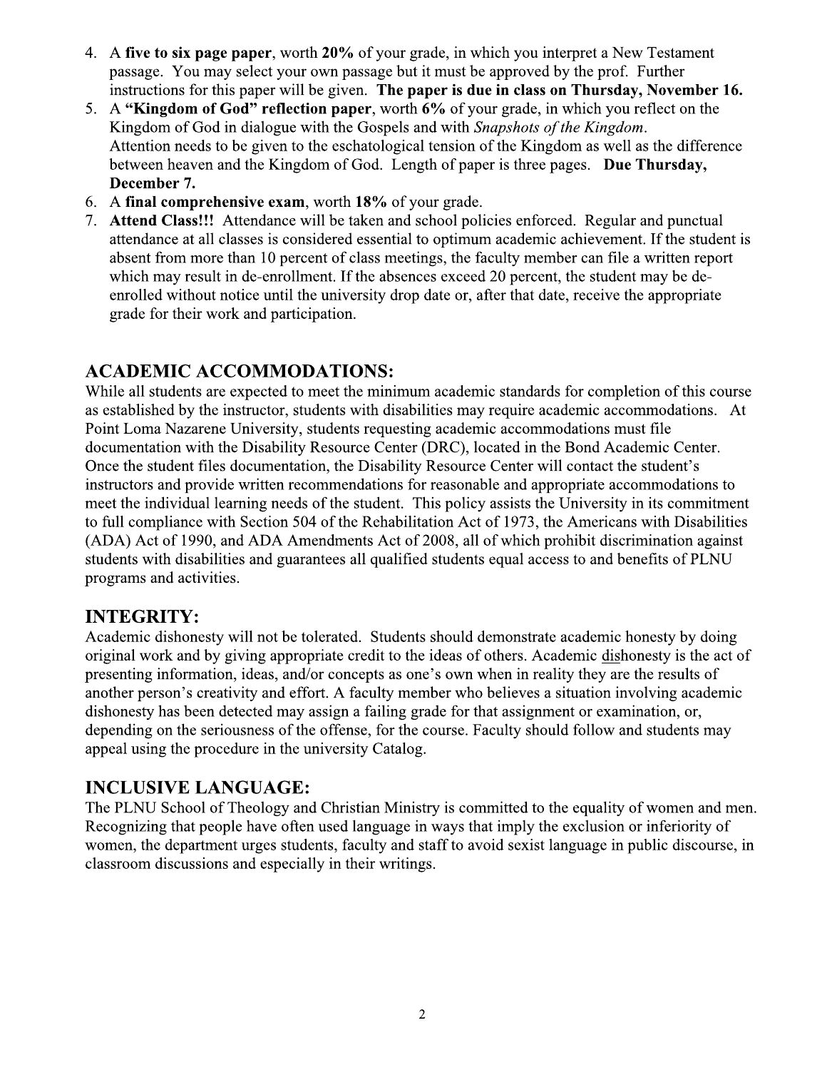4. A **five to six page paper**, worth **20%** of your grade, in which you interpret a New Testament passage. You may select your own passage but it must be approved by the prof. Further instructions for this paper will be given. **The paper is due in class on Thursday, November 16.**
5. A **"Kingdom of God" reflection paper**, worth **6%** of your grade, in which you reflect on the Kingdom of God in dialogue with the Gospels and with *Snapshots of the Kingdom*. Attention needs to be given to the eschatological tension of the Kingdom as well as the difference between heaven and the Kingdom of God. Length of paper is three pages. **Due Thursday, December 7.**
6. A **final comprehensive exam**, worth **18%** of your grade.
7. **Attend Class!!!** Attendance will be taken and school policies enforced. Regular and punctual attendance at all classes is considered essential to optimum academic achievement. If the student is absent from more than 10 percent of class meetings, the faculty member can file a written report which may result in de-enrollment. If the absences exceed 20 percent, the student may be de-enrolled without notice until the university drop date or, after that date, receive the appropriate grade for their work and participation.

## ACADEMIC ACCOMMODATIONS:

While all students are expected to meet the minimum academic standards for completion of this course as established by the instructor, students with disabilities may require academic accommodations. At Point Loma Nazarene University, students requesting academic accommodations must file documentation with the Disability Resource Center (DRC), located in the Bond Academic Center. Once the student files documentation, the Disability Resource Center will contact the student's instructors and provide written recommendations for reasonable and appropriate accommodations to meet the individual learning needs of the student. This policy assists the University in its commitment to full compliance with Section 504 of the Rehabilitation Act of 1973, the Americans with Disabilities (ADA) Act of 1990, and ADA Amendments Act of 2008, all of which prohibit discrimination against students with disabilities and guarantees all qualified students equal access to and benefits of PLNU programs and activities.

## INTEGRITY:

Academic dishonesty will not be tolerated. Students should demonstrate academic honesty by doing original work and by giving appropriate credit to the ideas of others. Academic dishonesty is the act of presenting information, ideas, and/or concepts as one's own when in reality they are the results of another person's creativity and effort. A faculty member who believes a situation involving academic dishonesty has been detected may assign a failing grade for that assignment or examination, or, depending on the seriousness of the offense, for the course. Faculty should follow and students may appeal using the procedure in the university Catalog.

## INCLUSIVE LANGUAGE:

The PLNU School of Theology and Christian Ministry is committed to the equality of women and men. Recognizing that people have often used language in ways that imply the exclusion or inferiority of women, the department urges students, faculty and staff to avoid sexist language in public discourse, in classroom discussions and especially in their writings.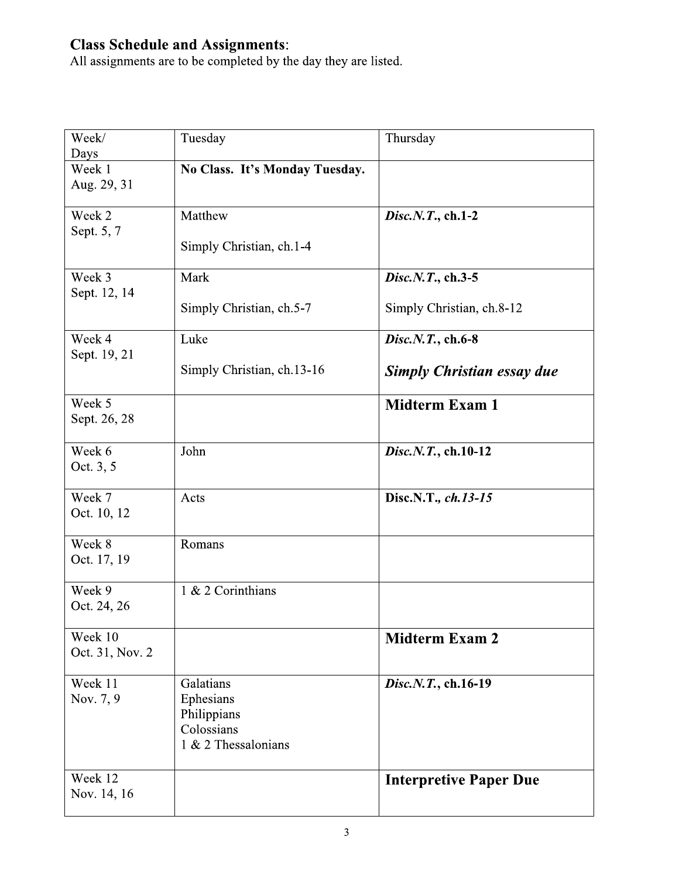**Class Schedule and Assignments**:
All assignments are to be completed by the day they are listed.

| Week/ Days | Tuesday | Thursday |
|---|---|---|
| Week 1 Aug. 29, 31 | **No Class. It's Monday Tuesday.** | |
| Week 2 Sept. 5, 7 | Matthew<br><br>Simply Christian, ch.1-4 | ***Disc.N.T.*, ch.1-2** |
| Week 3 Sept. 12, 14 | Mark<br><br>Simply Christian, ch.5-7 | ***Disc.N.T.*, ch.3-5**<br><br>Simply Christian, ch.8-12 |
| Week 4 Sept. 19, 21 | Luke<br><br>Simply Christian, ch.13-16 | ***Disc.N.T.*, ch.6-8**<br><br>***Simply Christian essay due*** |
| Week 5 Sept. 26, 28 | | **Midterm Exam 1** |
| Week 6 Oct. 3, 5 | John | ***Disc.N.T.*, ch.10-12** |
| Week 7 Oct. 10, 12 | Acts | **Disc.N.T.*, ch.13-15*** |
| Week 8 Oct. 17, 19 | Romans | |
| Week 9 Oct. 24, 26 | 1 & 2 Corinthians | |
| Week 10 Oct. 31, Nov. 2 | | **Midterm Exam 2** |
| Week 11 Nov. 7, 9 | Galatians<br>Ephesians<br>Philippians<br>Colossians<br>1 & 2 Thessalonians | ***Disc.N.T.*, ch.16-19** |
| Week 12 Nov. 14, 16 | | **Interpretive Paper Due** |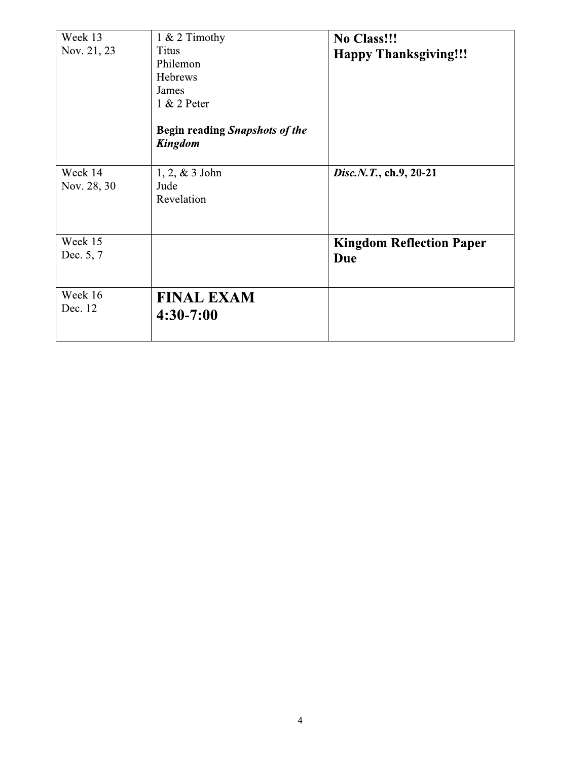| | | |
|---|---|---|
| Week 13<br>Nov. 21, 23 | 1 & 2 Timothy<br>Titus<br>Philemon<br>Hebrews<br>James<br>1 & 2 Peter<br><br>**Begin reading *Snapshots of the Kingdom*** | **No Class!!!**<br>**Happy Thanksgiving!!!** |
| Week 14<br>Nov. 28, 30 | 1, 2, & 3 John<br>Jude<br>Revelation | ***Disc.N.T.*, ch.9, 20-21** |
| Week 15<br>Dec. 5, 7 | | **Kingdom Reflection Paper Due** |
| Week 16<br>Dec. 12 | **FINAL EXAM**<br>**4:30-7:00** | |